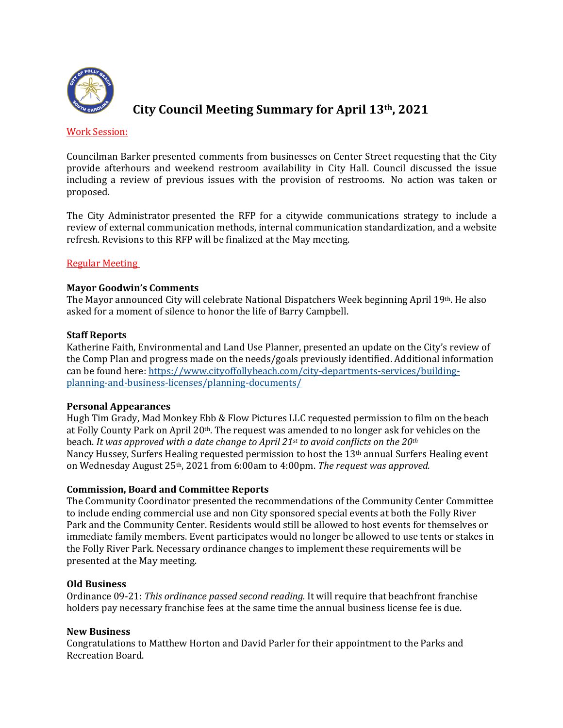# City Council Meeting Summary for April 13th, 2021

Work Session:

Councilman Barker presented comments from businesses on Center Street requesting that the City provide afterhours and weekend restroom availability in City Hall. Council discussed the issue including a review of previous issues with the provision of restrooms. No action was taken or proposed.

The City Administrator presented the RFP for a citywide communications strategy to include a review of external communication methods, internal communication standardization, and a website refresh. Revisions to this RFP will be finalized at the May meeting.

Regular Meeting

**Mayor Goodwin's Comments**
The Mayor announced City will celebrate National Dispatchers Week beginning April 19th. He also asked for a moment of silence to honor the life of Barry Campbell.

**Staff Reports**
Katherine Faith, Environmental and Land Use Planner, presented an update on the City's review of the Comp Plan and progress made on the needs/goals previously identified. Additional information can be found here: https://www.cityoffollybeach.com/city-departments-services/building-planning-and-business-licenses/planning-documents/

**Personal Appearances**
Hugh Tim Grady, Mad Monkey Ebb & Flow Pictures LLC requested permission to film on the beach at Folly County Park on April 20th. The request was amended to no longer ask for vehicles on the beach. *It was approved with a date change to April 21st to avoid conflicts on the 20th*
Nancy Hussey, Surfers Healing requested permission to host the 13th annual Surfers Healing event on Wednesday August 25th, 2021 from 6:00am to 4:00pm. *The request was approved.*

**Commission, Board and Committee Reports**
The Community Coordinator presented the recommendations of the Community Center Committee to include ending commercial use and non City sponsored special events at both the Folly River Park and the Community Center. Residents would still be allowed to host events for themselves or immediate family members. Event participates would no longer be allowed to use tents or stakes in the Folly River Park. Necessary ordinance changes to implement these requirements will be presented at the May meeting.

**Old Business**
Ordinance 09-21: *This ordinance passed second reading.* It will require that beachfront franchise holders pay necessary franchise fees at the same time the annual business license fee is due.

**New Business**
Congratulations to Matthew Horton and David Parler for their appointment to the Parks and Recreation Board.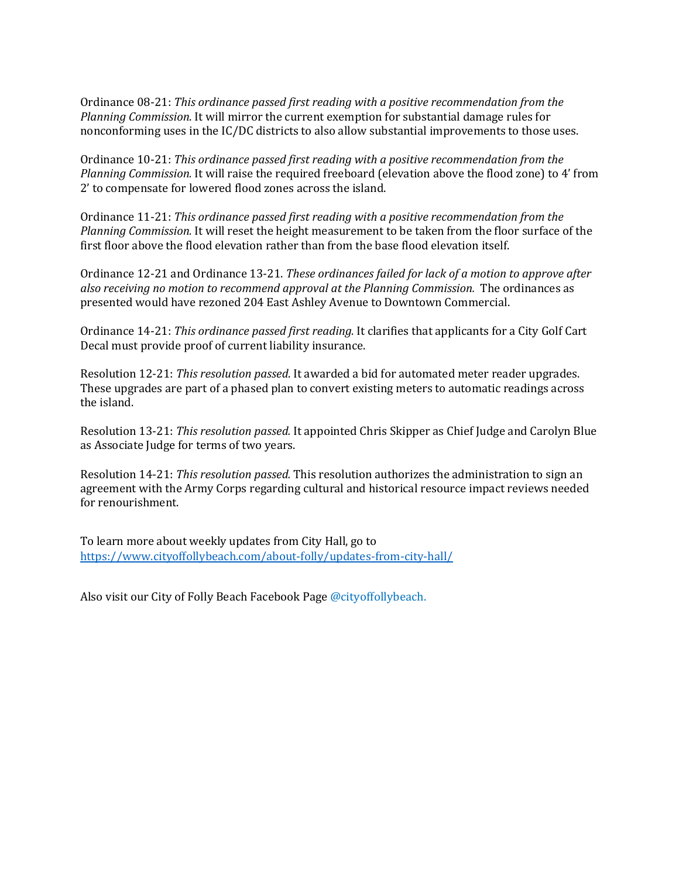Ordinance 08-21: *This ordinance passed first reading with a positive recommendation from the Planning Commission*. It will mirror the current exemption for substantial damage rules for nonconforming uses in the IC/DC districts to also allow substantial improvements to those uses.

Ordinance 10-21: *This ordinance passed first reading with a positive recommendation from the Planning Commission.* It will raise the required freeboard (elevation above the flood zone) to 4' from 2' to compensate for lowered flood zones across the island.

Ordinance 11-21: *This ordinance passed first reading with a positive recommendation from the Planning Commission.* It will reset the height measurement to be taken from the floor surface of the first floor above the flood elevation rather than from the base flood elevation itself.

Ordinance 12-21 and Ordinance 13-21. *These ordinances failed for lack of a motion to approve after also receiving no motion to recommend approval at the Planning Commission.* The ordinances as presented would have rezoned 204 East Ashley Avenue to Downtown Commercial.

Ordinance 14-21: *This ordinance passed first reading.* It clarifies that applicants for a City Golf Cart Decal must provide proof of current liability insurance.

Resolution 12-21: *This resolution passed*. It awarded a bid for automated meter reader upgrades. These upgrades are part of a phased plan to convert existing meters to automatic readings across the island.

Resolution 13-21: *This resolution passed.* It appointed Chris Skipper as Chief Judge and Carolyn Blue as Associate Judge for terms of two years.

Resolution 14-21: *This resolution passed.* This resolution authorizes the administration to sign an agreement with the Army Corps regarding cultural and historical resource impact reviews needed for renourishment.

To learn more about weekly updates from City Hall, go to [https://www.cityoffollybeach.com/about-folly/updates-from-city-hall/](https://www.cityoffollybeach.com/about-folly/updates-from-city-hall/)

Also visit our City of Folly Beach Facebook Page @cityoffollybeach.